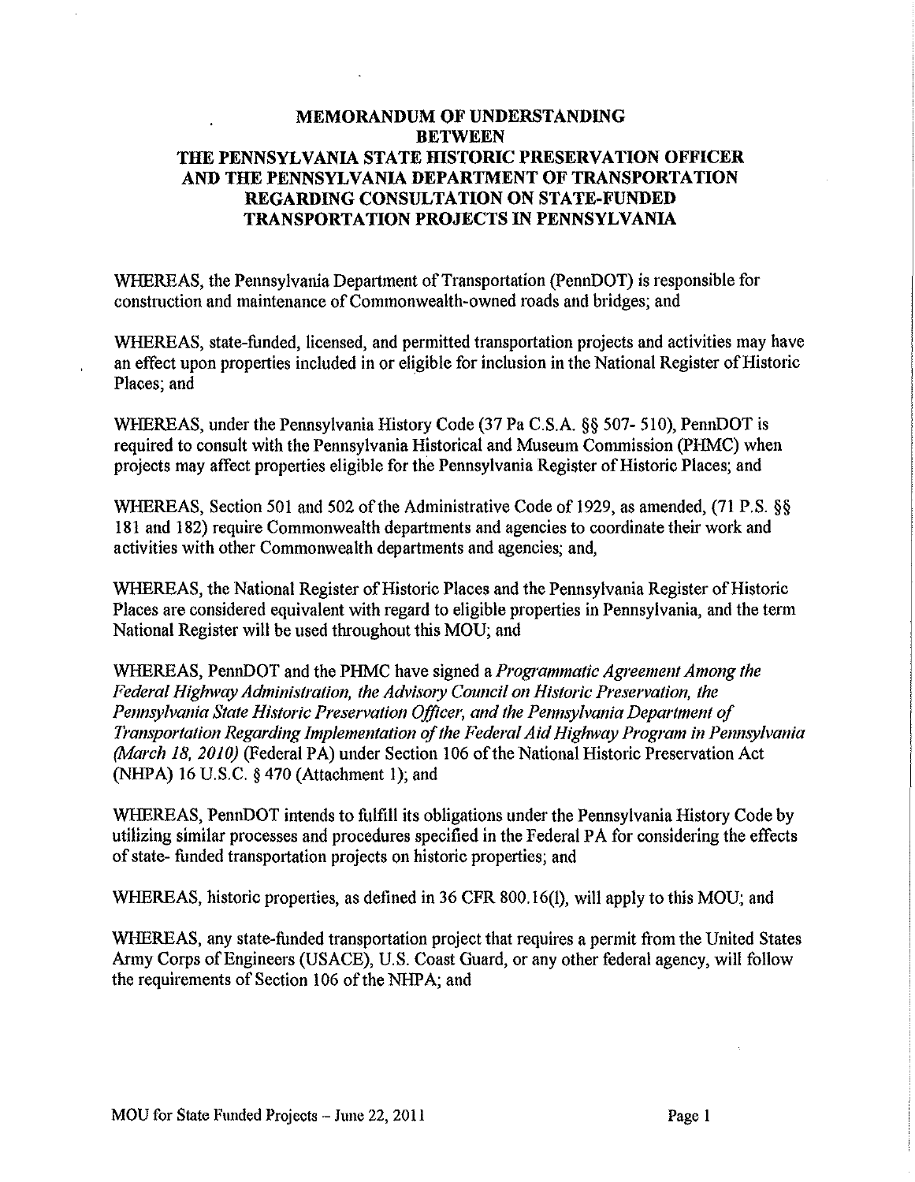# MEMORANDUM OF UNDERSTANDING BETWEEN THE PENNSYLVANIA STATE HISTORIC PRESERVATION OFFICER AND THE PENNSYLVANIA DEPARTMENT OF TRANSPORTATION REGARDING CONSULTATION ON STATE-FUNDED TRANSPORTATION PROJECTS IN PENNSYLVANIA

WHEREAS, the Pennsylvania Department of Transportation (PennDOT) is responsible for construction and maintenance of Commonwealth-owned roads and bridges; and

WHEREAS, state-funded, licensed, and permitted transportation projects and activities may have an effect upon properties included in or eligible for inclusion in the National Register of Historic Places; and

WHEREAS, under the Pennsylvania History Code (37 Pa C.S.A. §§ 507- 510), PennDOT is required to consult with the Pennsylvania Historical and Museum Commission (PHMC) when projects may affect properties eligible for the Pennsylvania Register of Historic Places; and

WHEREAS, Section 501 and 502 of the Administrative Code of 1929, as amended, (71 P.S. §§ 181 and 182) require Commonwealth departments and agencies to coordinate their work and activities with other Commonwealth departments and agencies; and,

WHEREAS, the National Register of Historic Places and the Pennsylvania Register of Historic Places are considered equivalent with regard to eligible properties in Pennsylvania, and the term National Register will be used throughout this MOU; and

WHEREAS, PennDOT and the PHMC have signed a *Programmatic Agreement Among the Federal Highway Administration, the Advisory Council on Historic Preservation, the Pennsylvania State Historic Preservation Officer, and the Pennsylvania Department of Transportation Regarding Implementation of the Federal Aid Highway Program in Pennsylvania (March 18, 2010)* (Federal PA) under Section 106 of the National Historic Preservation Act (NHPA) 16 U.S.C. § 470 (Attachment 1); and

WHEREAS, PennDOT intends to fulfill its obligations under the Pennsylvania History Code by utilizing similar processes and procedures specified in the Federal PA for considering the effects of state- funded transportation projects on historic properties; and

WHEREAS, historic properties, as defined in 36 CFR 800.16(l), will apply to this MOU; and

WHEREAS, any state-funded transportation project that requires a permit from the United States Army Corps of Engineers (USACE), U.S. Coast Guard, or any other federal agency, will follow the requirements of Section 106 of the NHPA; and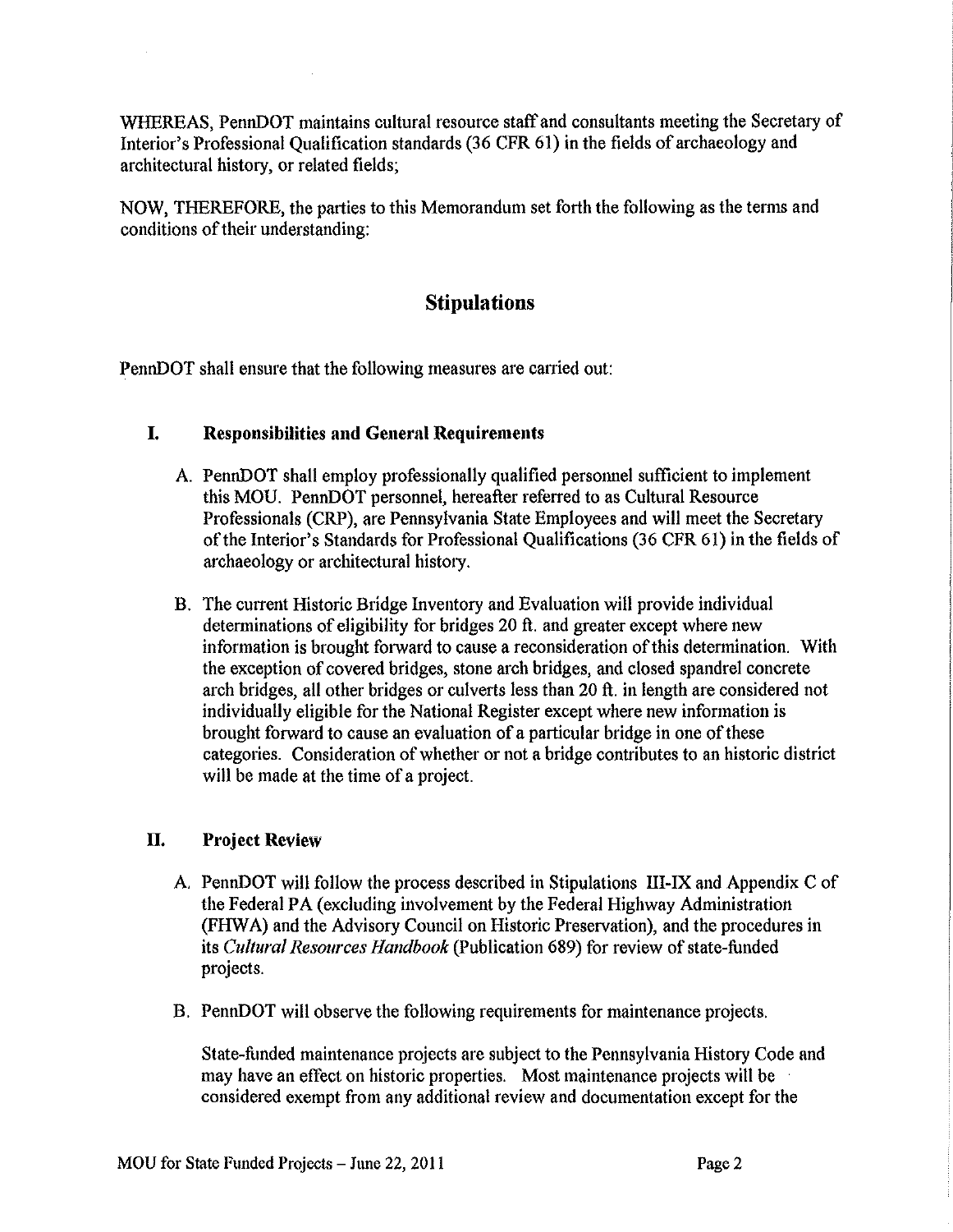WHEREAS, PennDOT maintains cultural resource staff and consultants meeting the Secretary of Interior's Professional Qualification standards (36 CFR 61) in the fields of archaeology and architectural history, or related fields;

NOW, THEREFORE, the parties to this Memorandum set forth the following as the terms and conditions of their understanding:

## Stipulations

PennDOT shall ensure that the following measures are carried out:

### I. Responsibilities and General Requirements

A. PennDOT shall employ professionally qualified personnel sufficient to implement this MOU. PennDOT personnel, hereafter referred to as Cultural Resource Professionals (CRP), are Pennsylvania State Employees and will meet the Secretary of the Interior's Standards for Professional Qualifications (36 CFR 61) in the fields of archaeology or architectural history.

B. The current Historic Bridge Inventory and Evaluation will provide individual determinations of eligibility for bridges 20 ft. and greater except where new information is brought forward to cause a reconsideration of this determination. With the exception of covered bridges, stone arch bridges, and closed spandrel concrete arch bridges, all other bridges or culverts less than 20 ft. in length are considered not individually eligible for the National Register except where new information is brought forward to cause an evaluation of a particular bridge in one of these categories. Consideration of whether or not a bridge contributes to an historic district will be made at the time of a project.

### II. Project Review

A. PennDOT will follow the process described in Stipulations III-IX and Appendix C of the Federal PA (excluding involvement by the Federal Highway Administration (FHWA) and the Advisory Council on Historic Preservation), and the procedures in its *Cultural Resources Handbook* (Publication 689) for review of state-funded projects.

B. PennDOT will observe the following requirements for maintenance projects.

State-funded maintenance projects are subject to the Pennsylvania History Code and may have an effect on historic properties. Most maintenance projects will be considered exempt from any additional review and documentation except for the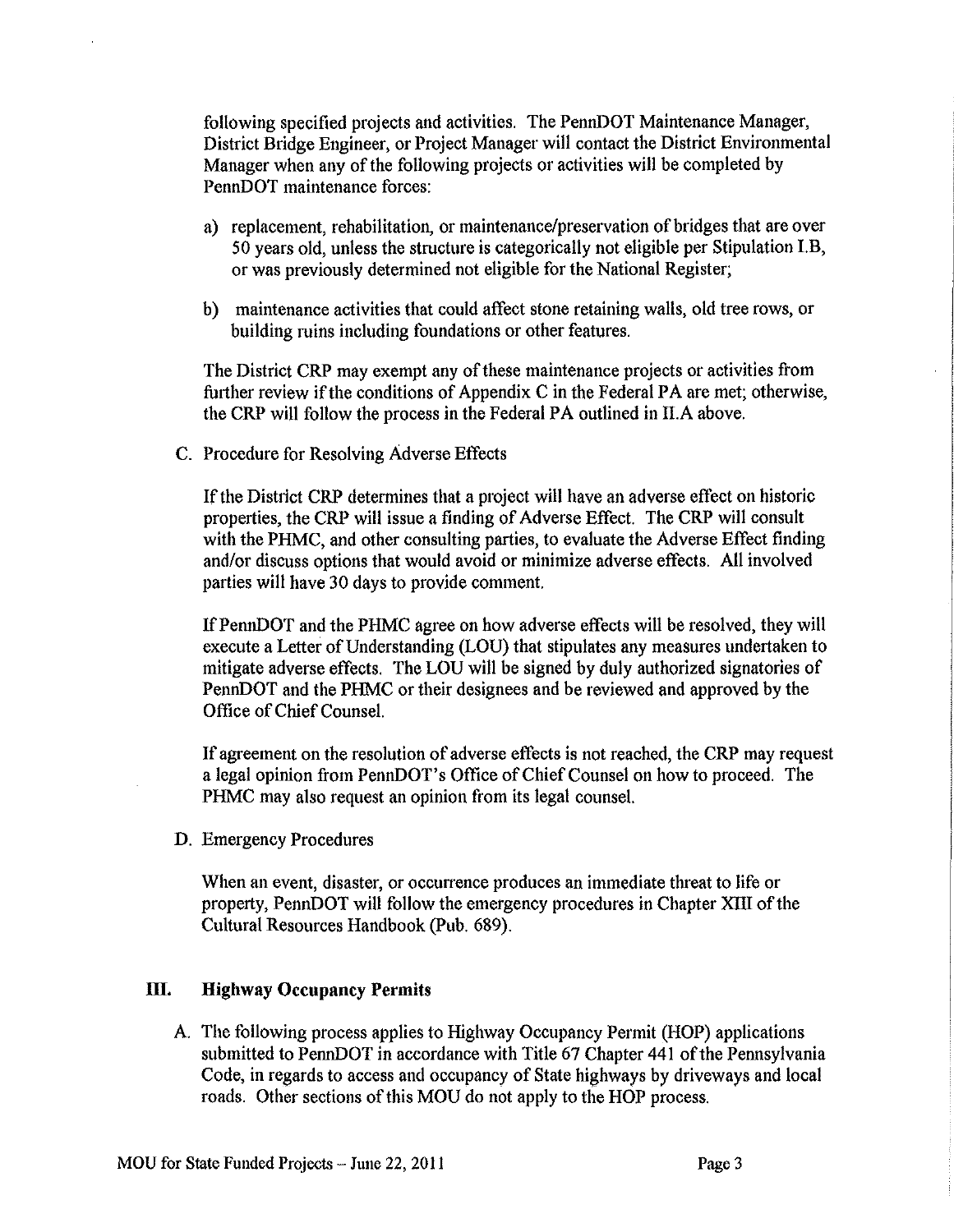following specified projects and activities. The PennDOT Maintenance Manager, District Bridge Engineer, or Project Manager will contact the District Environmental Manager when any of the following projects or activities will be completed by PennDOT maintenance forces:

a) replacement, rehabilitation, or maintenance/preservation of bridges that are over 50 years old, unless the structure is categorically not eligible per Stipulation I.B, or was previously determined not eligible for the National Register;

b) maintenance activities that could affect stone retaining walls, old tree rows, or building ruins including foundations or other features.

The District CRP may exempt any of these maintenance projects or activities from further review if the conditions of Appendix C in the Federal PA are met; otherwise, the CRP will follow the process in the Federal PA outlined in II.A above.

C. Procedure for Resolving Adverse Effects

If the District CRP determines that a project will have an adverse effect on historic properties, the CRP will issue a finding of Adverse Effect. The CRP will consult with the PHMC, and other consulting parties, to evaluate the Adverse Effect finding and/or discuss options that would avoid or minimize adverse effects. All involved parties will have 30 days to provide comment.

If PennDOT and the PHMC agree on how adverse effects will be resolved, they will execute a Letter of Understanding (LOU) that stipulates any measures undertaken to mitigate adverse effects. The LOU will be signed by duly authorized signatories of PennDOT and the PHMC or their designees and be reviewed and approved by the Office of Chief Counsel.

If agreement on the resolution of adverse effects is not reached, the CRP may request a legal opinion from PennDOT's Office of Chief Counsel on how to proceed. The PHMC may also request an opinion from its legal counsel.

D. Emergency Procedures

When an event, disaster, or occurrence produces an immediate threat to life or property, PennDOT will follow the emergency procedures in Chapter XIII of the Cultural Resources Handbook (Pub. 689).

## III. Highway Occupancy Permits

A. The following process applies to Highway Occupancy Permit (HOP) applications submitted to PennDOT in accordance with Title 67 Chapter 441 of the Pennsylvania Code, in regards to access and occupancy of State highways by driveways and local roads. Other sections of this MOU do not apply to the HOP process.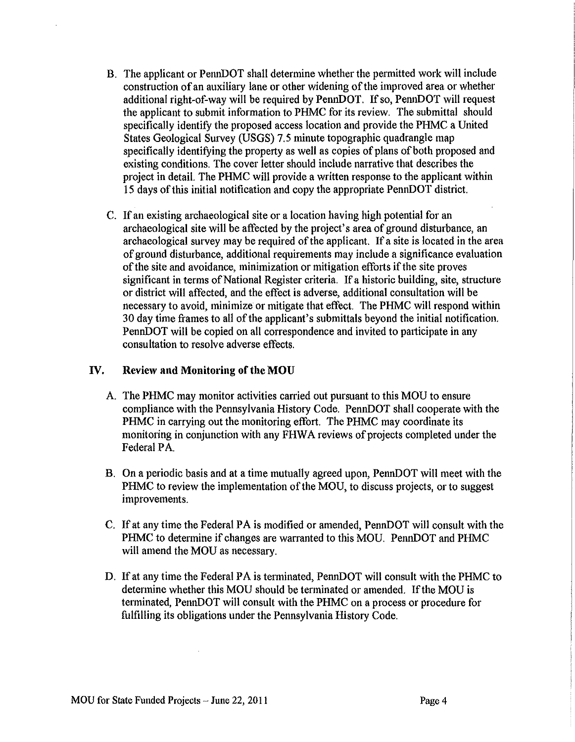B. The applicant or PennDOT shall determine whether the permitted work will include construction of an auxiliary lane or other widening of the improved area or whether additional right-of-way will be required by PennDOT. If so, PennDOT will request the applicant to submit information to PHMC for its review. The submittal should specifically identify the proposed access location and provide the PHMC a United States Geological Survey (USGS) 7.5 minute topographic quadrangle map specifically identifying the property as well as copies of plans of both proposed and existing conditions. The cover letter should include narrative that describes the project in detail. The PHMC will provide a written response to the applicant within 15 days of this initial notification and copy the appropriate PennDOT district.

C. If an existing archaeological site or a location having high potential for an archaeological site will be affected by the project's area of ground disturbance, an archaeological survey may be required of the applicant. If a site is located in the area of ground disturbance, additional requirements may include a significance evaluation of the site and avoidance, minimization or mitigation efforts if the site proves significant in terms of National Register criteria. If a historic building, site, structure or district will affected, and the effect is adverse, additional consultation will be necessary to avoid, minimize or mitigate that effect. The PHMC will respond within 30 day time frames to all of the applicant's submittals beyond the initial notification. PennDOT will be copied on all correspondence and invited to participate in any consultation to resolve adverse effects.

## IV. Review and Monitoring of the MOU

A. The PHMC may monitor activities carried out pursuant to this MOU to ensure compliance with the Pennsylvania History Code. PennDOT shall cooperate with the PHMC in carrying out the monitoring effort. The PHMC may coordinate its monitoring in conjunction with any FHWA reviews of projects completed under the Federal PA.

B. On a periodic basis and at a time mutually agreed upon, PennDOT will meet with the PHMC to review the implementation of the MOU, to discuss projects, or to suggest improvements.

C. If at any time the Federal PA is modified or amended, PennDOT will consult with the PHMC to determine if changes are warranted to this MOU. PennDOT and PHMC will amend the MOU as necessary.

D. If at any time the Federal PA is terminated, PennDOT will consult with the PHMC to determine whether this MOU should be terminated or amended. If the MOU is terminated, PennDOT will consult with the PHMC on a process or procedure for fulfilling its obligations under the Pennsylvania History Code.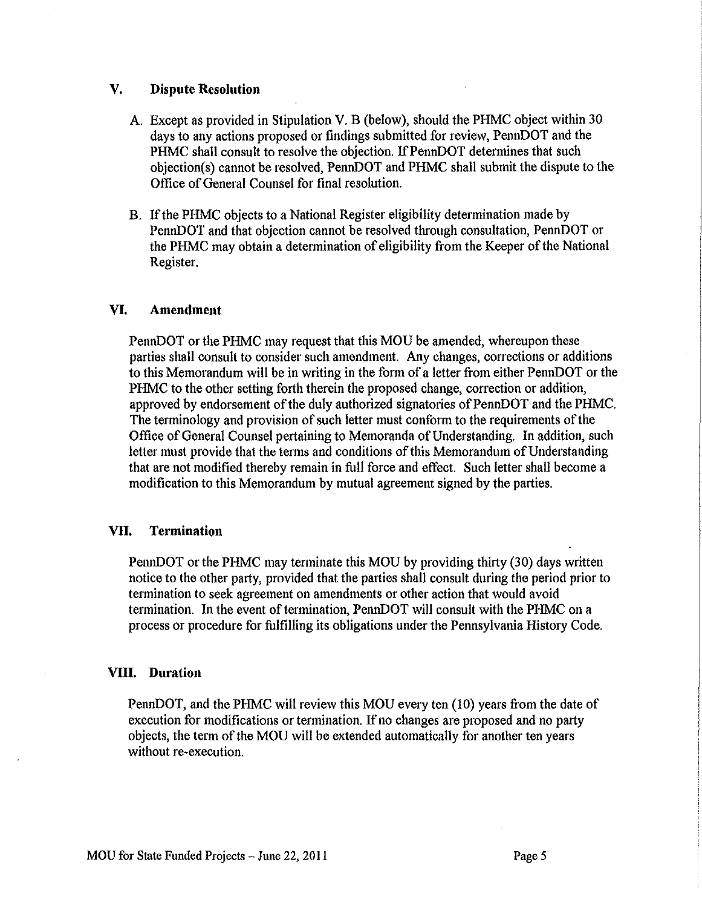## V. Dispute Resolution

A. Except as provided in Stipulation V. B (below), should the PHMC object within 30 days to any actions proposed or findings submitted for review, PennDOT and the PHMC shall consult to resolve the objection. If PennDOT determines that such objection(s) cannot be resolved, PennDOT and PHMC shall submit the dispute to the Office of General Counsel for final resolution.

B. If the PHMC objects to a National Register eligibility determination made by PennDOT and that objection cannot be resolved through consultation, PennDOT or the PHMC may obtain a determination of eligibility from the Keeper of the National Register.

## VI. Amendment

PennDOT or the PHMC may request that this MOU be amended, whereupon these parties shall consult to consider such amendment. Any changes, corrections or additions to this Memorandum will be in writing in the form of a letter from either PennDOT or the PHMC to the other setting forth therein the proposed change, correction or addition, approved by endorsement of the duly authorized signatories of PennDOT and the PHMC. The terminology and provision of such letter must conform to the requirements of the Office of General Counsel pertaining to Memoranda of Understanding. In addition, such letter must provide that the terms and conditions of this Memorandum of Understanding that are not modified thereby remain in full force and effect. Such letter shall become a modification to this Memorandum by mutual agreement signed by the parties.

## VII. Termination

PennDOT or the PHMC may terminate this MOU by providing thirty (30) days written notice to the other party, provided that the parties shall consult during the period prior to termination to seek agreement on amendments or other action that would avoid termination. In the event of termination, PennDOT will consult with the PHMC on a process or procedure for fulfilling its obligations under the Pennsylvania History Code.

## VIII. Duration

PennDOT, and the PHMC will review this MOU every ten (10) years from the date of execution for modifications or termination. If no changes are proposed and no party objects, the term of the MOU will be extended automatically for another ten years without re-execution.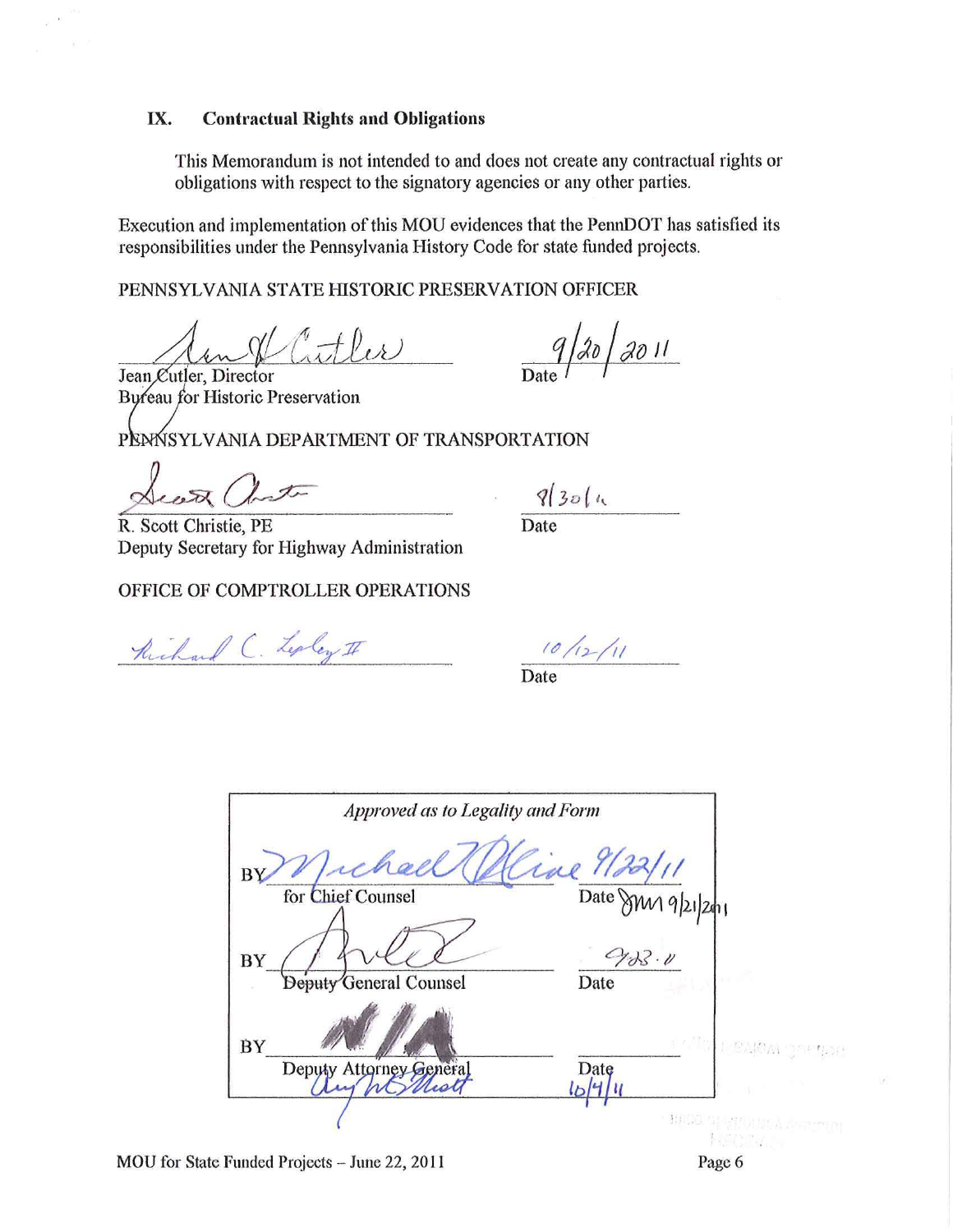## IX. Contractual Rights and Obligations

This Memorandum is not intended to and does not create any contractual rights or obligations with respect to the signatory agencies or any other parties.

Execution and implementation of this MOU evidences that the PennDOT has satisfied its responsibilities under the Pennsylvania History Code for state funded projects.

PENNSYLVANIA STATE HISTORIC PRESERVATION OFFICER

Jean Cutler, Director
Bureau for Historic Preservation

Date 9/20/2011

PENNSYLVANIA DEPARTMENT OF TRANSPORTATION

R. Scott Christie, PE
Deputy Secretary for Highway Administration

Date 9/30/11

OFFICE OF COMPTROLLER OPERATIONS

Richard C. Lepley II

Date 10/12/11

*Approved as to Legality and Form*

BY Michael Kline for Chief Counsel — Date 9/22/11 (initialed 9/21/2011)

BY Deputy General Counsel — Date 9/23/11

BY Deputy Attorney General — Date 10/4/11

MOU for State Funded Projects – June 22, 2011